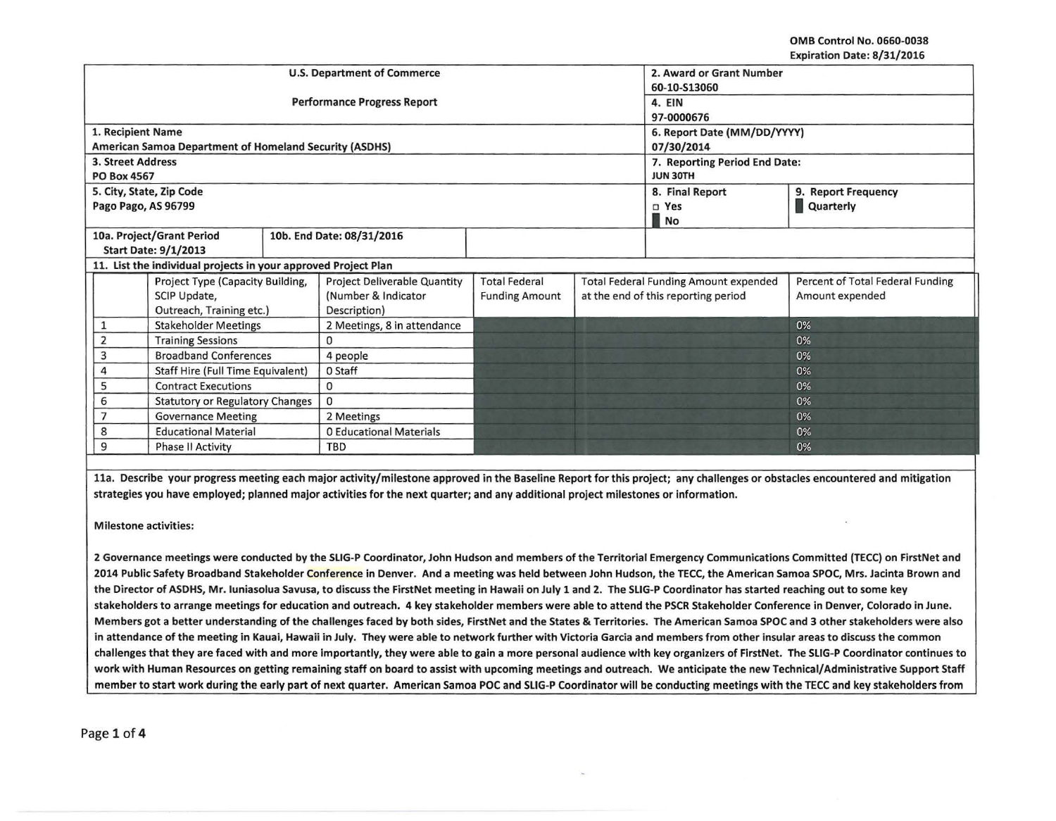OMB Control No. 0660-0038
Expiration Date: 8/31/2016

| U.S. Department of Commerce<br><br>Performance Progress Report | 2. Award or Grant Number<br>60-10-S13060 | |
|---|---|---|
| | 4. EIN<br>97-0000676 | |
| 1. Recipient Name<br>American Samoa Department of Homeland Security (ASDHS) | 6. Report Date (MM/DD/YYYY)<br>07/30/2014 | |
| 3. Street Address<br>PO Box 4567 | 7. Reporting Period End Date:<br>JUN 30TH | |
| 5. City, State, Zip Code<br>Pago Pago, AS 96799 | 8. Final Report<br>☐ Yes<br>█ No | 9. Report Frequency<br>█ Quarterly |
| 10a. Project/Grant Period Start Date: 9/1/2013 — 10b. End Date: 08/31/2016 | | |

11. List the individual projects in your approved Project Plan

| | Project Type (Capacity Building, SCIP Update, Outreach, Training etc.) | Project Deliverable Quantity (Number & Indicator Description) | Total Federal Funding Amount | Total Federal Funding Amount expended at the end of this reporting period | Percent of Total Federal Funding Amount expended |
|---|---|---|---|---|---|
| 1 | Stakeholder Meetings | 2 Meetings, 8 in attendance | | | 0% |
| 2 | Training Sessions | 0 | | | 0% |
| 3 | Broadband Conferences | 4 people | | | 0% |
| 4 | Staff Hire (Full Time Equivalent) | 0 Staff | | | 0% |
| 5 | Contract Executions | 0 | | | 0% |
| 6 | Statutory or Regulatory Changes | 0 | | | 0% |
| 7 | Governance Meeting | 2 Meetings | | | 0% |
| 8 | Educational Material | 0 Educational Materials | | | 0% |
| 9 | Phase II Activity | TBD | | | 0% |

**11a. Describe your progress meeting each major activity/milestone approved in the Baseline Report for this project; any challenges or obstacles encountered and mitigation strategies you have employed; planned major activities for the next quarter; and any additional project milestones or information.**

**Milestone activities:**

**2 Governance meetings were conducted by the SLIG-P Coordinator, John Hudson and members of the Territorial Emergency Communications Committed (TECC) on FirstNet and 2014 Public Safety Broadband Stakeholder Conference in Denver. And a meeting was held between John Hudson, the TECC, the American Samoa SPOC, Mrs. Jacinta Brown and the Director of ASDHS, Mr. Iuniasolua Savusa, to discuss the FirstNet meeting in Hawaii on July 1 and 2. The SLIG-P Coordinator has started reaching out to some key stakeholders to arrange meetings for education and outreach. 4 key stakeholder members were able to attend the PSCR Stakeholder Conference in Denver, Colorado in June. Members got a better understanding of the challenges faced by both sides, FirstNet and the States & Territories. The American Samoa SPOC and 3 other stakeholders were also in attendance of the meeting in Kauai, Hawaii in July. They were able to network further with Victoria Garcia and members from other insular areas to discuss the common challenges that they are faced with and more importantly, they were able to gain a more personal audience with key organizers of FirstNet. The SLIG-P Coordinator continues to work with Human Resources on getting remaining staff on board to assist with upcoming meetings and outreach. We anticipate the new Technical/Administrative Support Staff member to start work during the early part of next quarter. American Samoa POC and SLIG-P Coordinator will be conducting meetings with the TECC and key stakeholders from**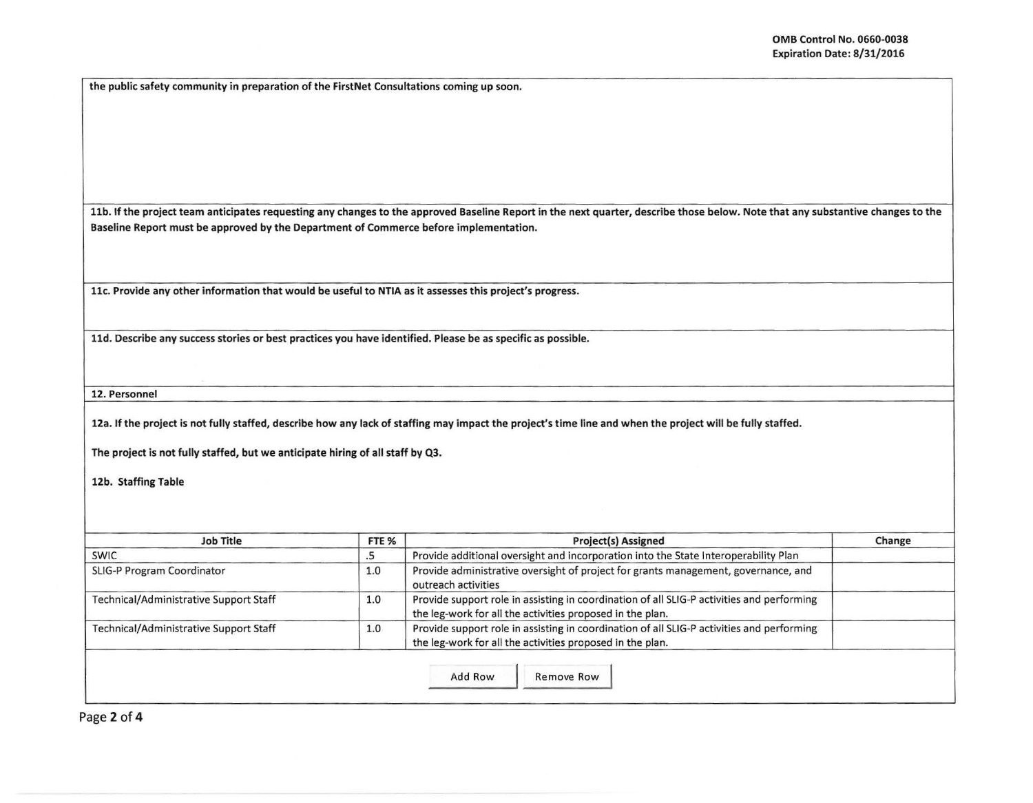the public safety community in preparation of the FirstNet Consultations coming up soon.

**11b. If the project team anticipates requesting any changes to the approved Baseline Report in the next quarter, describe those below. Note that any substantive changes to the Baseline Report must be approved by the Department of Commerce before implementation.**

**11c. Provide any other information that would be useful to NTIA as it assesses this project's progress.**

**11d. Describe any success stories or best practices you have identified. Please be as specific as possible.**

## 12. Personnel

**12a. If the project is not fully staffed, describe how any lack of staffing may impact the project's time line and when the project will be fully staffed.**

**The project is not fully staffed, but we anticipate hiring of all staff by Q3.**

**12b. Staffing Table**

| Job Title | FTE % | Project(s) Assigned | Change |
|---|---|---|---|
| SWIC | .5 | Provide additional oversight and incorporation into the State Interoperability Plan | |
| SLIG-P Program Coordinator | 1.0 | Provide administrative oversight of project for grants management, governance, and outreach activities | |
| Technical/Administrative Support Staff | 1.0 | Provide support role in assisting in coordination of all SLIG-P activities and performing the leg-work for all the activities proposed in the plan. | |
| Technical/Administrative Support Staff | 1.0 | Provide support role in assisting in coordination of all SLIG-P activities and performing the leg-work for all the activities proposed in the plan. | |

Add Row | Remove Row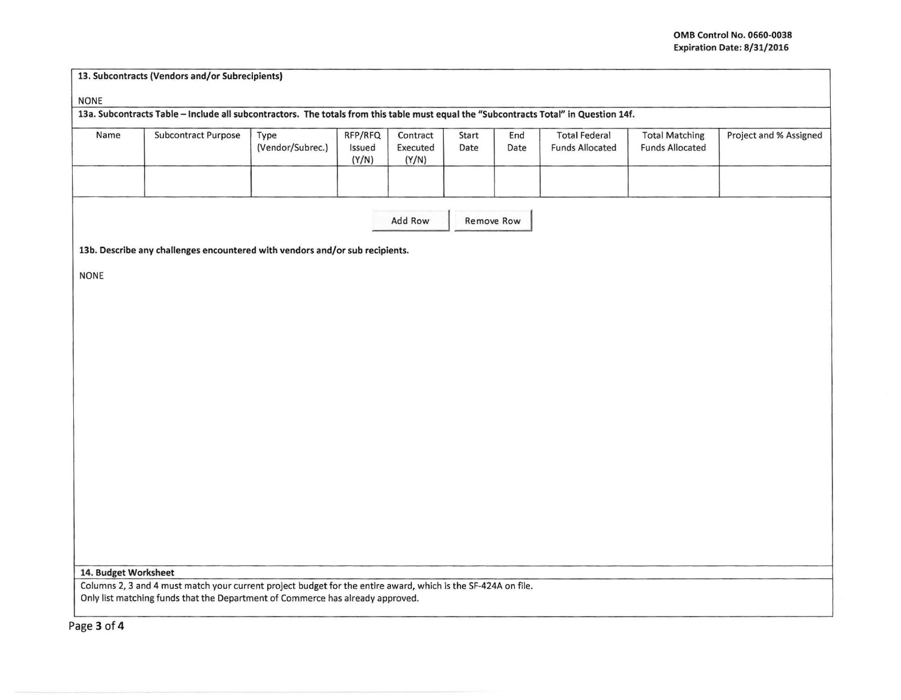OMB Control No. 0660-0038
Expiration Date: 8/31/2016

**13. Subcontracts (Vendors and/or Subrecipients)**

NONE

**13a. Subcontracts Table – Include all subcontractors. The totals from this table must equal the "Subcontracts Total" in Question 14f.**

| Name | Subcontract Purpose | Type (Vendor/Subrec.) | RFP/RFQ Issued (Y/N) | Contract Executed (Y/N) | Start Date | End Date | Total Federal Funds Allocated | Total Matching Funds Allocated | Project and % Assigned |
|---|---|---|---|---|---|---|---|---|---|
| | | | | | | | | | |

Add Row | Remove Row

**13b. Describe any challenges encountered with vendors and/or sub recipients.**

NONE

**14. Budget Worksheet**

Columns 2, 3 and 4 must match your current project budget for the entire award, which is the SF-424A on file.
Only list matching funds that the Department of Commerce has already approved.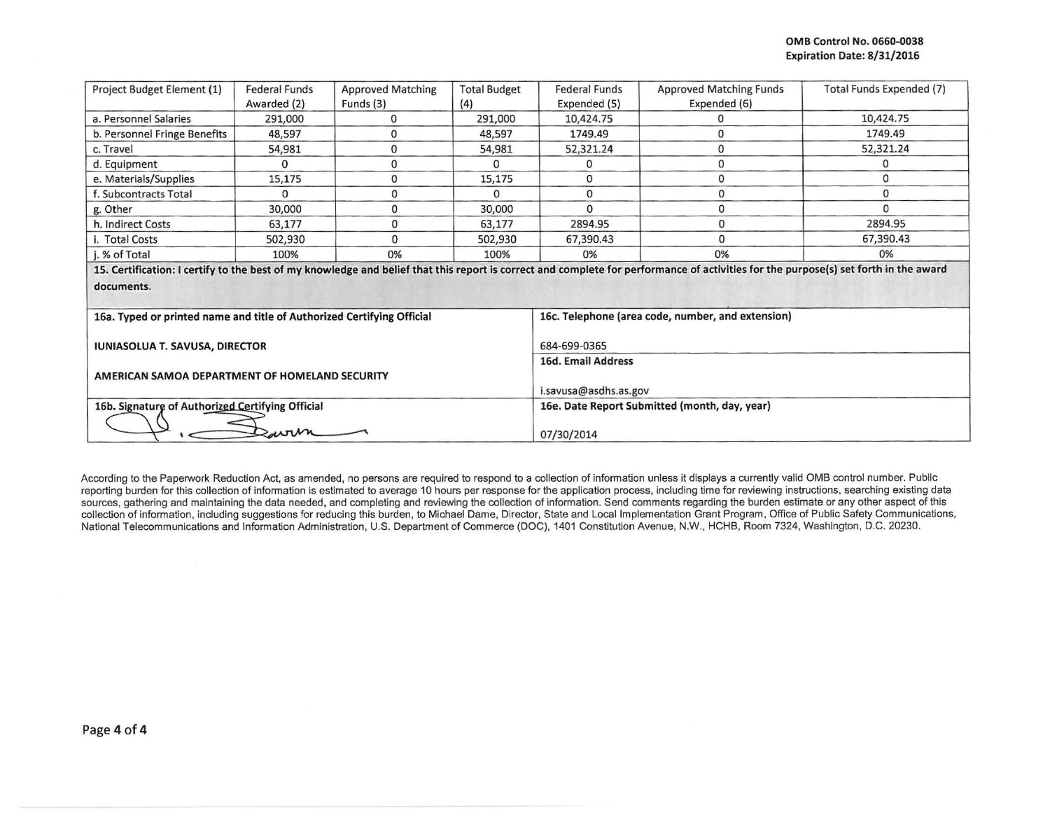OMB Control No. 0660-0038
Expiration Date: 8/31/2016

| Project Budget Element (1) | Federal Funds Awarded (2) | Approved Matching Funds (3) | Total Budget (4) | Federal Funds Expended (5) | Approved Matching Funds Expended (6) | Total Funds Expended (7) |
|---|---|---|---|---|---|---|
| a. Personnel Salaries | 291,000 | 0 | 291,000 | 10,424.75 | 0 | 10,424.75 |
| b. Personnel Fringe Benefits | 48,597 | 0 | 48,597 | 1749.49 | 0 | 1749.49 |
| c. Travel | 54,981 | 0 | 54,981 | 52,321.24 | 0 | 52,321.24 |
| d. Equipment | 0 | 0 | 0 | 0 | 0 | 0 |
| e. Materials/Supplies | 15,175 | 0 | 15,175 | 0 | 0 | 0 |
| f. Subcontracts Total | 0 | 0 | 0 | 0 | 0 | 0 |
| g. Other | 30,000 | 0 | 30,000 | 0 | 0 | 0 |
| h. Indirect Costs | 63,177 | 0 | 63,177 | 2894.95 | 0 | 2894.95 |
| i. Total Costs | 502,930 | 0 | 502,930 | 67,390.43 | 0 | 67,390.43 |
| j. % of Total | 100% | 0% | 100% | 0% | 0% | 0% |

**15. Certification: I certify to the best of my knowledge and belief that this report is correct and complete for performance of activities for the purpose(s) set forth in the award documents.**

| | |
|---|---|
| **16a. Typed or printed name and title of Authorized Certifying Official**<br><br>**IUNIASOLUA T. SAVUSA, DIRECTOR**<br><br>**AMERICAN SAMOA DEPARTMENT OF HOMELAND SECURITY** | **16c. Telephone (area code, number, and extension)**<br><br>684-699-0365<br><br>**16d. Email Address**<br><br>i.savusa@asdhs.as.gov |
| **16b. Signature of Authorized Certifying Official** | **16e. Date Report Submitted (month, day, year)**<br><br>07/30/2014 |

According to the Paperwork Reduction Act, as amended, no persons are required to respond to a collection of information unless it displays a currently valid OMB control number. Public reporting burden for this collection of information is estimated to average 10 hours per response for the application process, including time for reviewing instructions, searching existing data sources, gathering and maintaining the data needed, and completing and reviewing the collection of information. Send comments regarding the burden estimate or any other aspect of this collection of information, including suggestions for reducing this burden, to Michael Dame, Director, State and Local Implementation Grant Program, Office of Public Safety Communications, National Telecommunications and Information Administration, U.S. Department of Commerce (DOC), 1401 Constitution Avenue, N.W., HCHB, Room 7324, Washington, D.C. 20230.